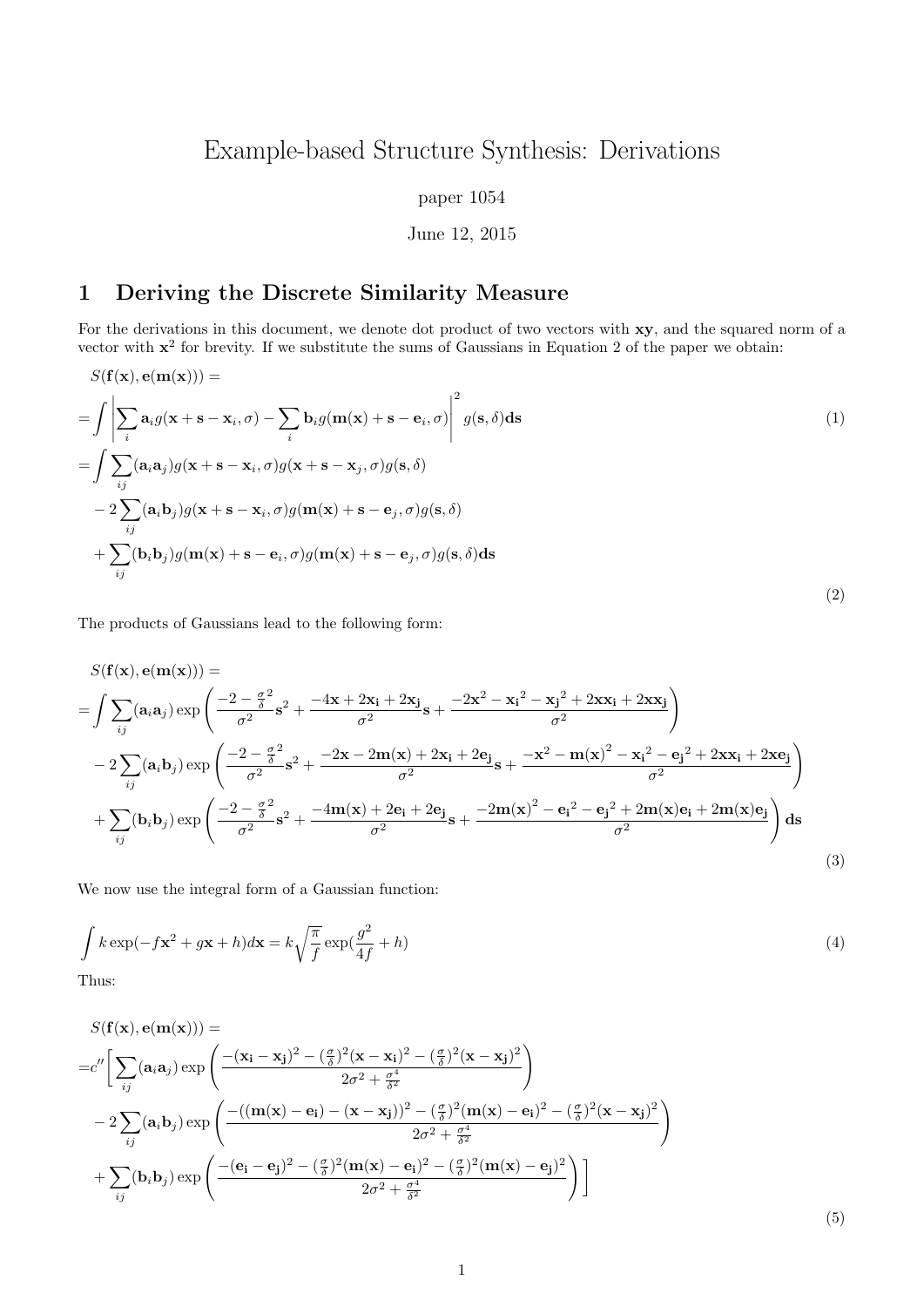# Example-based Structure Synthesis: Derivations

paper 1054

June 12, 2015

## 1 Deriving the Discrete Similarity Measure

For the derivations in this document, we denote dot product of two vectors with $\mathbf{xy}$, and the squared norm of a vector with $\mathbf{x}^2$ for brevity. If we substitute the sums of Gaussians in Equation 2 of the paper we obtain:

$$
\begin{aligned}
&S(\mathbf{f}(\mathbf{x}), \mathbf{e}(\mathbf{m}(\mathbf{x}))) = \\
&= \int \left| \sum_i \mathbf{a}_i g(\mathbf{x} + \mathbf{s} - \mathbf{x}_i, \sigma) - \sum_i \mathbf{b}_i g(\mathbf{m}(\mathbf{x}) + \mathbf{s} - \mathbf{e}_i, \sigma) \right|^2 g(\mathbf{s}, \delta) \mathbf{ds} \qquad (1) \\
&= \int \sum_{ij} (\mathbf{a}_i \mathbf{a}_j) g(\mathbf{x} + \mathbf{s} - \mathbf{x}_i, \sigma) g(\mathbf{x} + \mathbf{s} - \mathbf{x}_j, \sigma) g(\mathbf{s}, \delta) \\
&\quad - 2 \sum_{ij} (\mathbf{a}_i \mathbf{b}_j) g(\mathbf{x} + \mathbf{s} - \mathbf{x}_i, \sigma) g(\mathbf{m}(\mathbf{x}) + \mathbf{s} - \mathbf{e}_j, \sigma) g(\mathbf{s}, \delta) \\
&\quad + \sum_{ij} (\mathbf{b}_i \mathbf{b}_j) g(\mathbf{m}(\mathbf{x}) + \mathbf{s} - \mathbf{e}_i, \sigma) g(\mathbf{m}(\mathbf{x}) + \mathbf{s} - \mathbf{e}_j, \sigma) g(\mathbf{s}, \delta) \mathbf{ds}
\end{aligned}
\qquad (2)
$$

The products of Gaussians lead to the following form:

$$
\begin{aligned}
&S(\mathbf{f}(\mathbf{x}), \mathbf{e}(\mathbf{m}(\mathbf{x}))) = \\
&= \int \sum_{ij} (\mathbf{a}_i \mathbf{a}_j) \exp\left( \frac{-2 - \frac{\sigma}{\delta}^2}{\sigma^2} \mathbf{s}^2 + \frac{-4\mathbf{x} + 2\mathbf{x_i} + 2\mathbf{x_j}}{\sigma^2} \mathbf{s} + \frac{-2\mathbf{x}^2 - \mathbf{x_i}^2 - \mathbf{x_j}^2 + 2\mathbf{x}\mathbf{x_i} + 2\mathbf{x}\mathbf{x_j}}{\sigma^2} \right) \\
&\quad - 2 \sum_{ij} (\mathbf{a}_i \mathbf{b}_j) \exp\left( \frac{-2 - \frac{\sigma}{\delta}^2}{\sigma^2} \mathbf{s}^2 + \frac{-2\mathbf{x} - 2\mathbf{m}(\mathbf{x}) + 2\mathbf{x_i} + 2\mathbf{e_j}}{\sigma^2} \mathbf{s} + \frac{-\mathbf{x}^2 - \mathbf{m}(\mathbf{x})^2 - \mathbf{x_i}^2 - \mathbf{e_j}^2 + 2\mathbf{x}\mathbf{x_i} + 2\mathbf{x}\mathbf{e_j}}{\sigma^2} \right) \\
&\quad + \sum_{ij} (\mathbf{b}_i \mathbf{b}_j) \exp\left( \frac{-2 - \frac{\sigma}{\delta}^2}{\sigma^2} \mathbf{s}^2 + \frac{-4\mathbf{m}(\mathbf{x}) + 2\mathbf{e_i} + 2\mathbf{e_j}}{\sigma^2} \mathbf{s} + \frac{-2\mathbf{m}(\mathbf{x})^2 - \mathbf{e_i}^2 - \mathbf{e_j}^2 + 2\mathbf{m}(\mathbf{x})\mathbf{e_i} + 2\mathbf{m}(\mathbf{x})\mathbf{e_j}}{\sigma^2} \right) \mathbf{ds}
\end{aligned}
\qquad (3)
$$

We now use the integral form of a Gaussian function:

$$
\int k \exp(-f\mathbf{x}^2 + g\mathbf{x} + h) d\mathbf{x} = k\sqrt{\frac{\pi}{f}} \exp(\frac{g^2}{4f} + h) \qquad (4)
$$

Thus:

$$
\begin{aligned}
&S(\mathbf{f}(\mathbf{x}), \mathbf{e}(\mathbf{m}(\mathbf{x}))) = \\
&= c'' \Bigg[ \sum_{ij} (\mathbf{a}_i \mathbf{a}_j) \exp\left( \frac{-(\mathbf{x_i} - \mathbf{x_j})^2 - (\frac{\sigma}{\delta})^2 (\mathbf{x} - \mathbf{x_i})^2 - (\frac{\sigma}{\delta})^2 (\mathbf{x} - \mathbf{x_j})^2}{2\sigma^2 + \frac{\sigma^4}{\delta^2}} \right) \\
&\quad - 2 \sum_{ij} (\mathbf{a}_i \mathbf{b}_j) \exp\left( \frac{-((\mathbf{m}(\mathbf{x}) - \mathbf{e_i}) - (\mathbf{x} - \mathbf{x_j}))^2 - (\frac{\sigma}{\delta})^2 (\mathbf{m}(\mathbf{x}) - \mathbf{e_i})^2 - (\frac{\sigma}{\delta})^2 (\mathbf{x} - \mathbf{x_j})^2}{2\sigma^2 + \frac{\sigma^4}{\delta^2}} \right) \\
&\quad + \sum_{ij} (\mathbf{b}_i \mathbf{b}_j) \exp\left( \frac{-(\mathbf{e_i} - \mathbf{e_j})^2 - (\frac{\sigma}{\delta})^2 (\mathbf{m}(\mathbf{x}) - \mathbf{e_i})^2 - (\frac{\sigma}{\delta})^2 (\mathbf{m}(\mathbf{x}) - \mathbf{e_j})^2}{2\sigma^2 + \frac{\sigma^4}{\delta^2}} \right) \Bigg]
\end{aligned}
\qquad (5)
$$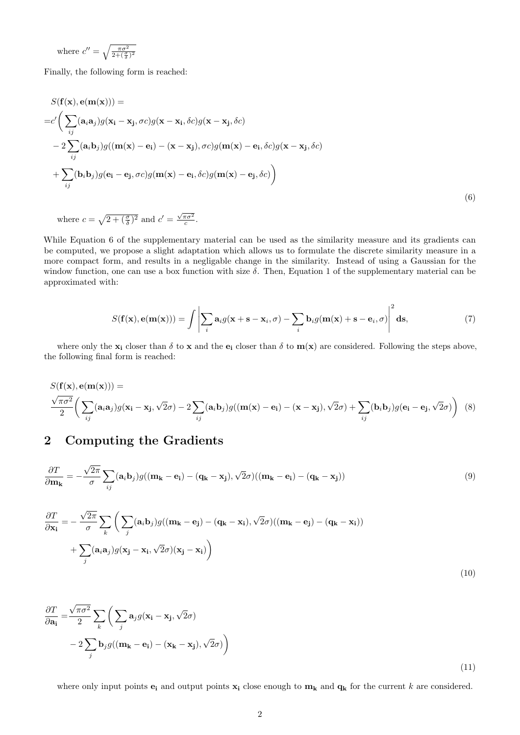where $c'' = \sqrt{\frac{\pi\sigma^2}{2+(\frac{\sigma}{\delta})^2}}$

Finally, the following form is reached:

$$
\begin{aligned}
&S(\mathbf{f}(\mathbf{x}), \mathbf{e}(\mathbf{m}(\mathbf{x}))) = \\
=& c'\Big( \sum_{ij} (\mathbf{a}_i \mathbf{a}_j) g(\mathbf{x_i} - \mathbf{x_j}, \sigma c) g(\mathbf{x} - \mathbf{x_i}, \delta c) g(\mathbf{x} - \mathbf{x_j}, \delta c) \\
&- 2 \sum_{ij} (\mathbf{a}_i \mathbf{b}_j) g((\mathbf{m}(\mathbf{x}) - \mathbf{e_i}) - (\mathbf{x} - \mathbf{x_j}), \sigma c) g(\mathbf{m}(\mathbf{x}) - \mathbf{e_i}, \delta c) g(\mathbf{x} - \mathbf{x_j}, \delta c) \\
&+ \sum_{ij} (\mathbf{b}_i \mathbf{b}_j) g(\mathbf{e_i} - \mathbf{e_j}, \sigma c) g(\mathbf{m}(\mathbf{x}) - \mathbf{e_i}, \delta c) g(\mathbf{m}(\mathbf{x}) - \mathbf{e_j}, \delta c) \Big)
\end{aligned}
\tag{6}
$$

where $c = \sqrt{2 + (\frac{\sigma}{\delta})^2}$ and $c' = \frac{\sqrt{\pi\sigma^2}}{c}$.

While Equation 6 of the supplementary material can be used as the similarity measure and its gradients can be computed, we propose a slight adaptation which allows us to formulate the discrete similarity measure in a more compact form, and results in a negligable change in the similarity. Instead of using a Gaussian for the window function, one can use a box function with size $\delta$. Then, Equation 1 of the supplementary material can be approximated with:

$$
S(\mathbf{f}(\mathbf{x}), \mathbf{e}(\mathbf{m}(\mathbf{x}))) = \int \left| \sum_i \mathbf{a}_i g(\mathbf{x} + \mathbf{s} - \mathbf{x}_i, \sigma) - \sum_i \mathbf{b}_i g(\mathbf{m}(\mathbf{x}) + \mathbf{s} - \mathbf{e}_i, \sigma) \right|^2 \mathbf{ds}, \tag{7}
$$

where only the $\mathbf{x_i}$ closer than $\delta$ to $\mathbf{x}$ and the $\mathbf{e_i}$ closer than $\delta$ to $\mathbf{m}(\mathbf{x})$ are considered. Following the steps above, the following final form is reached:

$$
\begin{aligned}
&S(\mathbf{f}(\mathbf{x}), \mathbf{e}(\mathbf{m}(\mathbf{x}))) = \\
&\frac{\sqrt{\pi\sigma^2}}{2} \Big( \sum_{ij} (\mathbf{a}_i \mathbf{a}_j) g(\mathbf{x_i} - \mathbf{x_j}, \sqrt{2}\sigma) - 2 \sum_{ij} (\mathbf{a}_i \mathbf{b}_j) g((\mathbf{m}(\mathbf{x}) - \mathbf{e_i}) - (\mathbf{x} - \mathbf{x_j}), \sqrt{2}\sigma) + \sum_{ij} (\mathbf{b}_i \mathbf{b}_j) g(\mathbf{e_i} - \mathbf{e_j}, \sqrt{2}\sigma) \Big)
\end{aligned}
\tag{8}
$$

## 2 Computing the Gradients

$$
\frac{\partial T}{\partial \mathbf{m_k}} = -\frac{\sqrt{2\pi}}{\sigma} \sum_{ij} (\mathbf{a}_i \mathbf{b}_j) g((\mathbf{m_k} - \mathbf{e_i}) - (\mathbf{q_k} - \mathbf{x_j}), \sqrt{2}\sigma)((\mathbf{m_k} - \mathbf{e_i}) - (\mathbf{q_k} - \mathbf{x_j})) \tag{9}
$$

$$
\begin{aligned}
\frac{\partial T}{\partial \mathbf{x_i}} =& -\frac{\sqrt{2\pi}}{\sigma} \sum_k \Big( \sum_j (\mathbf{a}_i \mathbf{b}_j) g((\mathbf{m_k} - \mathbf{e_j}) - (\mathbf{q_k} - \mathbf{x_i}), \sqrt{2}\sigma)((\mathbf{m_k} - \mathbf{e_j}) - (\mathbf{q_k} - \mathbf{x_i})) \\
&+ \sum_j (\mathbf{a}_i \mathbf{a}_j) g(\mathbf{x_j} - \mathbf{x_i}, \sqrt{2}\sigma)(\mathbf{x_j} - \mathbf{x_i}) \Big)
\end{aligned}
\tag{10}
$$

$$
\begin{aligned}
\frac{\partial T}{\partial \mathbf{a_i}} =& \frac{\sqrt{\pi\sigma^2}}{2} \sum_k \Big( \sum_j \mathbf{a}_j g(\mathbf{x_i} - \mathbf{x_j}, \sqrt{2}\sigma) \\
&- 2 \sum_j \mathbf{b}_j g((\mathbf{m_k} - \mathbf{e_i}) - (\mathbf{x_k} - \mathbf{x_j}), \sqrt{2}\sigma) \Big)
\end{aligned}
\tag{11}
$$

where only input points $\mathbf{e_i}$ and output points $\mathbf{x_i}$ close enough to $\mathbf{m_k}$ and $\mathbf{q_k}$ for the current $k$ are considered.